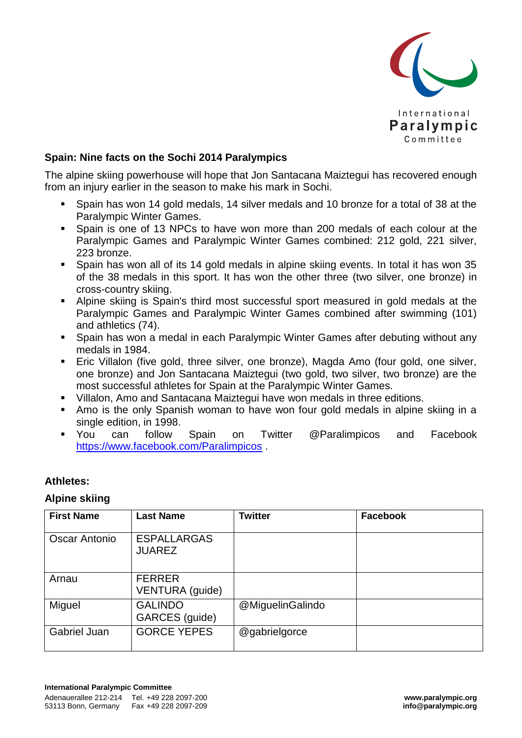## Spain: Nine facts on the Sochi 2014 Paralympics

The alpine skiing powerhouse will hope that Jon Santacana Maiztegui has recovered enough from an injury earlier in the season to make his mark in Sochi.

- Spain has won 14 gold medals, 14 silver medals and 10 bronze for a total of 38 at the Paralympic Winter Games.
- Spain is one of 13 NPCs to have won more than 200 medals of each colour at the Paralympic Games and Paralympic Winter Games combined: 212 gold, 221 silver, 223 bronze.
- Spain has won all of its 14 gold medals in alpine skiing events. In total it has won 35 of the 38 medals in this sport. It has won the other three (two silver, one bronze) in cross-country skiing.
- Alpine skiing is Spain's third most successful sport measured in gold medals at the Paralympic Games and Paralympic Winter Games combined after swimming (101) and athletics (74).
- Spain has won a medal in each Paralympic Winter Games after debuting without any medals in 1984.
- Eric Villalon (five gold, three silver, one bronze), Magda Amo (four gold, one silver, one bronze) and Jon Santacana Maiztegui (two gold, two silver, two bronze) are the most successful athletes for Spain at the Paralympic Winter Games.
- Villalon, Amo and Santacana Maiztegui have won medals in three editions.
- Amo is the only Spanish woman to have won four gold medals in alpine skiing in a single edition, in 1998.
- You can follow Spain on Twitter @Paralimpicos and Facebook https://www.facebook.com/Paralimpicos .

### Athletes:

### Alpine skiing

| First Name | Last Name | Twitter | Facebook |
|---|---|---|---|
| Oscar Antonio | ESPALLARGAS JUAREZ | | |
| Arnau | FERRER VENTURA (guide) | | |
| Miguel | GALINDO GARCES (guide) | @MiguelinGalindo | |
| Gabriel Juan | GORCE YEPES | @gabrielgorce | |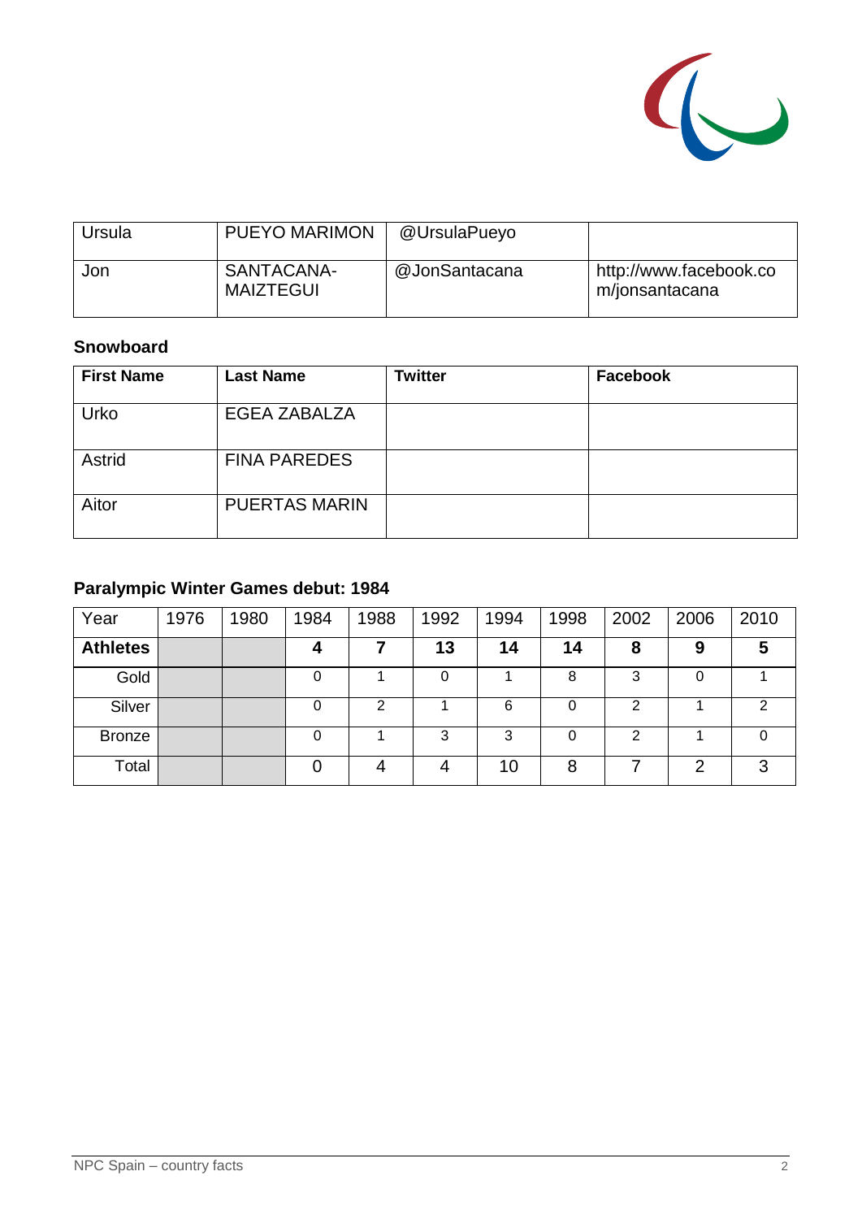| | | | |
|---|---|---|---|
| Ursula | PUEYO MARIMON | @UrsulaPueyo | |
| Jon | SANTACANA-MAIZTEGUI | @JonSantacana | http://www.facebook.com/jonsantacana |

**Snowboard**

| First Name | Last Name | Twitter | Facebook |
|---|---|---|---|
| Urko | EGEA ZABALZA | | |
| Astrid | FINA PAREDES | | |
| Aitor | PUERTAS MARIN | | |

**Paralympic Winter Games debut: 1984**

| Year | 1976 | 1980 | 1984 | 1988 | 1992 | 1994 | 1998 | 2002 | 2006 | 2010 |
|---|---|---|---|---|---|---|---|---|---|---|
| **Athletes** | | | **4** | **7** | **13** | **14** | **14** | **8** | **9** | **5** |
| Gold | | | 0 | 1 | 0 | 1 | 8 | 3 | 0 | 1 |
| Silver | | | 0 | 2 | 1 | 6 | 0 | 2 | 1 | 2 |
| Bronze | | | 0 | 1 | 3 | 3 | 0 | 2 | 1 | 0 |
| Total | | | 0 | 4 | 4 | 10 | 8 | 7 | 2 | 3 |